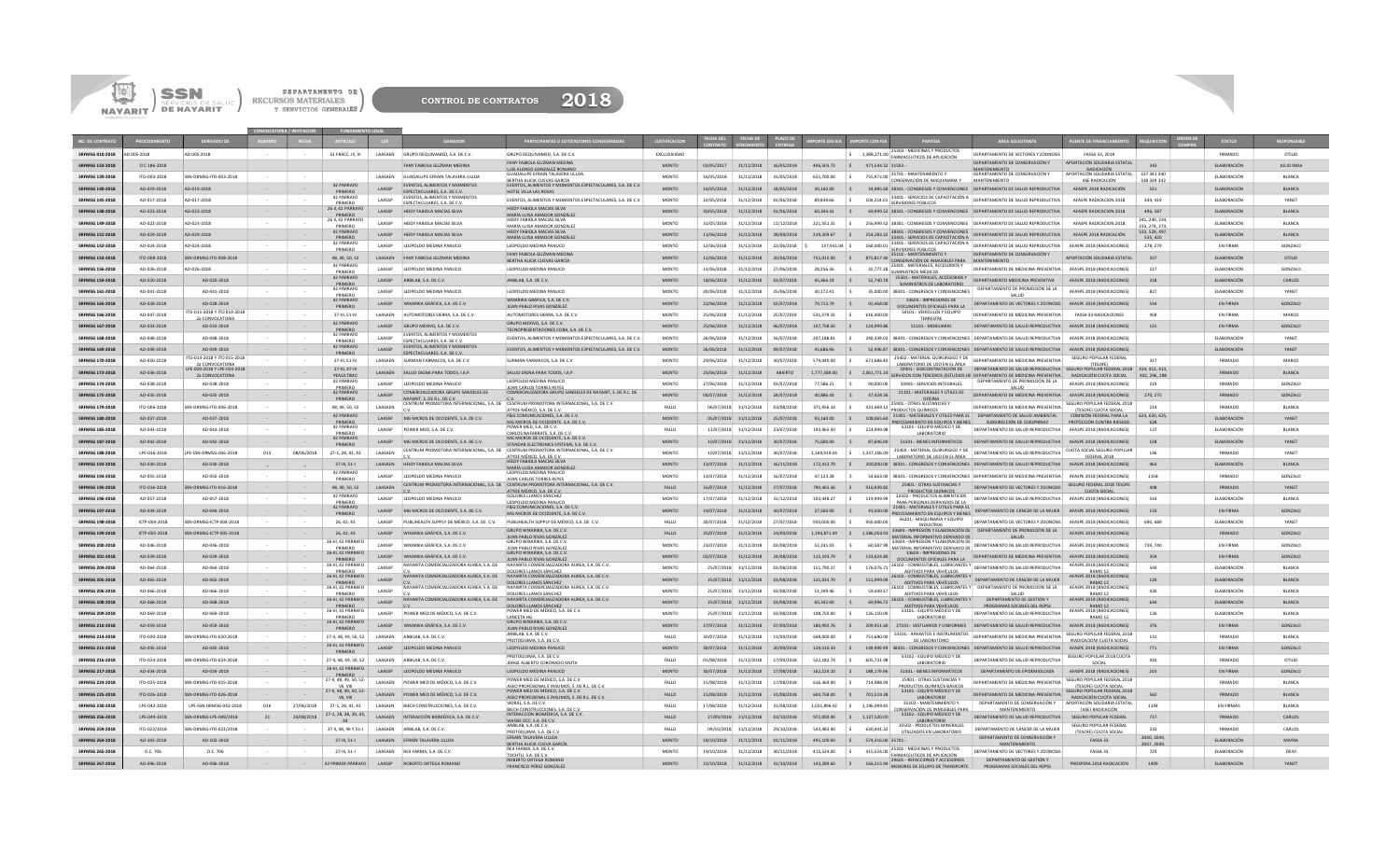SSN SERVICIOS DE SALUD DE NAYARIT

DEPARTAMENTO DE RECURSOS MATERIALES Y SERVICIOS GENERALES

# CONTROL DE CONTRATOS 2018

| NO. DE CONTRATO | PROCEDIMIENTO | DERIVADO DE | CONVOCATORIA / INVITACION NUMERO | CONVOCATORIA / INVITACION FECHA | FUNDAMENTO LEGAL ARTICULO | FUNDAMENTO LEGAL LEY | GANADOR | PARTICIPANTES O COTIZACIONES CONSIDERADAS | JUSTIFICACION | FECHA DEL CONTRATO | FECHA DE VENCIMIENTO | PLAZO DE ENTREGA | IMPORTE SIN IVA | IMPORTE CON IVA | PARTIDA | AREA SOLICITANTE | FUENTE DE FINANCIAMIENTO | REQUISICION | ORDEN DE COMPRA | STATUS | RESPONSABLE |
|---|---|---|---|---|---|---|---|---|---|---|---|---|---|---|---|---|---|---|---|---|---|
| SRMSG-018-2018 | AD-006-2018 | AD-006-2018 | - | - | 51 FRACC. III, VI | LAASSEN | GRUPO DEQUIVAMED, S.A. DE C.V. | GRUPO DEQUIVAMED, S.A. DE C.V. | EXCLUSIVIDAD | | | | | $ 1,888,271.00 | 25301 - MEDICINAS Y PRODUCTOS FARMACEUTICOS DE APLICACIÓN | DEPARTAMENTO DE VECTORES Y ZOONOSIS | FASSA 33, 2018 | | | FIRMADO | OTILIO |
| SRMSG-133-2018 | O.C. 186-2018 | | | | | | FANY FABIOLA GUZMAN MEDINA | FANY FABIOLA GUZMAN MEDINA / LUIS ALONSO GONZALEZ ROMANO | MONTO | 02/05/2017 | 31/12/2018 | 16/05/2018 | 406,503.72 | $ 471,544.32 | 35502 - | DEPARTAMENTO DE CONSERVACIÓN Y MANTENIMIENTO | APORTACIÓN SOLIDARIA ESTATAL RADICACIÓN | 340 | | ELABORACIÓN | JULIO INDA |
| SRMSG-138-2018 | ITO-003-2018 | SSN-DRMSG-ITO-003-2018 | - | - | - | LAASSEN | GUADALUPE EFRAIN TALAVERA ULLOA | GUADALUPE EFRAIN TALAVERA ULLOA / BERTHA ALICIA CUEVAS GARCIA | MONTO | 16/05/2018 | 31/12/2018 | 31/03/2018 | 651,700.00 | $ 755,972.00 | 35701 - MANTENIMIENTO Y CONSERVACIÓN DE MAQUINARIA Y | DEPARTAMENTO DE CONSERVACIÓN Y MANTENIMIENTO | APORTACIÓN SOLIDARIA ESTATAL ASE RADICACIÓN | 327 341 340 338 339 342 | | ELABORACIÓN | BLANCA |
| SRMSG-140-2018 | AD-019-2018 | AD-019-2018 | - | - | 42 PARRAFO PRIMERO | LAASSP | EVENTOS, ALIMENTOS Y MOMENTOS ESPECTACULARES, S.A. DE C.V. | EVENTOS, ALIMENTOS Y MOMENTOS ESPECTACULARES, S.A. DE C.V. / HOTEL VILLA LAS ROSAS | MONTO | 16/05/2018 | 31/12/2018 | 18/05/2018 | 30,160.00 | $ 34,985.60 | 38301 - CONGRESOS Y CONVENCIONES | DEPARTAMENTO DE SALUD REPRODUCTIVA | AFASPE 2018 RADICACIÓN | 501 | | ELABORACIÓN | BLANCA |
| SRMSG-145-2018 | AD-017-2018 | AD-017-2018 | - | - | 26 II, 42 PARRAFO PRIMERO | LAASSP | EVENTOS, ALIMENTOS Y MOMENTOS ESPECTACULARES, S.A. DE C.V. | EVENTOS, ALIMENTOS Y MOMENTOS ESPECTACULARES, S.A. DE C.V. | MONTO | 23/05/2018 | 31/12/2018 | 01/06/2018 | 89,839.66 | $ 104,214.01 | 33401 - SERVICIOS DE CAPACITACIÓN A SERVIDORES PUBLICOS | DEPARTAMENTO DE SALUD REPRODUCTIVA | AFASPE RADICACION 2018 | 344, 419 | | ELABORACIÓN | YANET |
| SRMSG-148-2018 | AD-023-2018 | AD-023-2018 | - | - | 26 II, 42 PARRAFO PRIMERO | LAASSP | HEIDY FABIOLA MACIAS SILVA | HEIDY FABIOLA MACIAS SILVA / MARIA LUISA AMADOR GONZALEZ | MONTO | 30/05/2018 | 31/12/2018 | 01/06/2018 | 60,344.41 | $ 69,999.52 | 38301 - CONGRESOS Y CONVENCIONES | DEPARTAMENTO DE SALUD REPRODUCTIVA | AFASPE RADICACION 2018 | 496, 507 | | ELABORACIÓN | BLANCA |
| SRMSG-149-2018 | AD-022-2018 | AD-022-2018 | - | - | 26 II, 42 PARRAFO PRIMERO | LAASSP | HEIDY FABIOLA MACIAS SILVA | HEIDY FABIOLA MACIAS SILVA / MARIA LUISA AMADOR GONZALEZ | MONTO | 31/05/2018 | 31/12/2018 | 11/12/2018 | 221,551.31 | $ 256,999.52 | 38301 - CONGRESOS Y CONVENCIONES | DEPARTAMENTO DE SALUD REPRODUCTIVA | AFASPE RADICACIÓN 2018 | 241, 240, 234, 233, 274, 273, | | ELABORACIÓN | BLANCA |
| SRMSG-151-2018 | AD-029-2018 | AD-029-2018 | - | - | 42 PARRAFO PRIMERO | LAASSP | HEIDY FABIOLA MACIAS SILVA | HEIDY FABIOLA MACIAS SILVA / MARIA LUISA AMADOR GONZALEZ | MONTO | 11/06/2018 | 31/12/2018 | 28/09/2018 | 219,209.67 | $ 254,283.22 | 38301 - CONGRESOS Y CONVENCIONES | DEPARTAMENTO DE SALUD REPRODUCTIVA | AFASPE 2018 RADICACIÓN | 510, 529, 497, 531, 420 | | ELABORACIÓN | BLANCA |
| SRMSG-152-2018 | AD-024-2018 | AD-024-2018 | - | - | 42 PARRAFO PRIMERO | LAASSP | LEOPOLDO MEDINA PANUCO | LEOPOLDO MEDINA PANUCO | MONTO | 12/06/2018 | 31/12/2018 | 22/06/2018 | $ 137,931.04 | $ 160,000.01 | 33401 - SERVICIOS DE CAPACITACIÓN A SERVIDORES PUBLICOS | DEPARTAMENTO DE SALUD REPRODUCTIVA | AFASPE 2018 (RADICACIONES) | 278, 279 | | EN FIRMA | BLANCA |
| SRMSG-153-2018 | ITO-008-2018 | SSN-DRMSG-ITO-008-2018 | - | - | 48, 49, 50, 52 | LAASSEN | FANY FABIOLA GUZMAN MEDINA | FANY FABIOLA GUZMAN MEDINA / BERTHA ALICIA CUEVAS GARCIA | MONTO | 12/06/2018 | 31/12/2018 | 20/06/2018 | 755,015.00 | $ 875,817.40 | 35102 - MANTENIMIENTO Y CONSERVACIÓN DE INMUEBLES PARA | DEPARTAMENTO DE CONSERVACIÓN Y MANTENIMIENTO | APORTACIÓN SOLIDARIA ESTATAL | 357 | | ELABORACIÓN | OTILIO |
| SRMSG-156-2018 | AD-026-2018 | AD-026-2018 | - | - | 42 PARRAFO PRIMERO | LAASSP | LEOPOLDO MEDINA PANUCO | LEOPOLDO MEDINA PANUCO | MONTO | 13/06/2018 | 31/12/2018 | 27/06/2018 | 28,256.36 | $ 32,777.38 | 25401 - MATERIALES, ACCESORIOS Y SUMINISTROS MÉDICOS | DEPARTAMENTO DE MEDICINA PREVENTIVA | AFASPE 2018 (RADICACIONES) | 217 | | ELABORACIÓN | GONZALO |
| SRMSG-159-2018 | AD-020-2018 | AD-020-2018 | - | - | 42 PARRAFO PRIMERO | LAASSP | ARBLAB, S.A. DE C.V. | ARBLAB, S.A. DE C.V. | MONTO | 18/06/2018 | 31/12/2018 | 03/07/2018 | 45,466.19 | $ 52,740.78 | 25501 - MATERIALES, ACCESORIOS Y SUMINISTROS DE LABORATORIO | DEPARTAMENTO MEDICINA PREVENTIVA | AFASPE 2018 (RADICACIONES) | 318 | | ELABORACIÓN | CARLOS |
| SRMSG-161-2018 | AD-041-2018 | AD-041-2018 | - | - | 42 PARRAFO PRIMERO | LAASSP | LEOPOLDO MEDINA PANUCO | LEOPOLDO MEDINA PANUCO | MONTO | 20/06/2018 | 31/12/2018 | 25/06/2018 | 30,172.41 | $ 35,000.00 | 38301 - CONGRESOS Y CONVENCIONES | DEPARTAMENTO DE PROMOCIÓN DE LA SALUD | AFASPE 2018 (RADICACIONES) | 827 | | ELABORACIÓN | YANET |
| SRMSG-165-2018 | AD-028-2018 | AD-028-2018 | - | - | 42 PARRAFO PRIMERO | LAASSP | WIXARIKA GRAFICA, S.A. DE C.V. | WIXARIKA GRAFICA, S.A. DE C.V. / JUAN PABLO RIVAS GONZALEZ | MONTO | 22/06/2018 | 31/12/2018 | 02/07/2018 | 79,713.79 | $ 92,468.00 | 33603 - IMPRESIONES DE DOCUMENTOS OFICIALES PARA LA | DEPARTAMENTO DE VECTORES Y ZOONOSIS | AFASPE 2018 (RADICACIONES) | 544 | | EN FIRMA | GONZALO |
| SRMSG-166-2018 | AD-047-2018 | ITO-011-2018 Y ITO-014-2018 2a CONVOCATORIA | - | - | 27-III, 51-IV | LAASSEN | AUTOMOTORES SIERRA, S.A. DE C.V. | AUTOMOTORES SIERRA, S.A. DE C.V. | MONTO | 25/06/2018 | 31/12/2018 | 25/07/2018 | 531,379.31 | $ 616,400.00 | 54101 - VEHÍCULOS Y EQUIPO TERRESTRE | DEPARTAMENTO DE MEDICINA PREVENTIVA | FASSA 33 RADICACIONES | 458 | | EN FIRMA | MARCO |
| SRMSG-167-2018 | AD-033-2018 | AD-033-2018 | - | - | 42 PARRAFO PRIMERO | LAASSP | GRUPO MEXVID, S.A. DE C.V. | GRUPO MEXVID, S.A. DE C.V. / TECNOPRESENTACIONES CORA, S.A. DE C.V. | MONTO | 25/06/2018 | 31/12/2018 | 06/07/2018 | 107,758.50 | $ 124,999.86 | 51101 - MOBILIARIO | DEPARTAMENTO DE SALUD REPRODUCTIVA | AFASPE 2018 (RADICACIONES) | 135 | | EN FIRMA | GONZALO |
| SRMSG-168-2018 | AD-048-2018 | AD-048-2018 | - | - | 42 PARRAFO PRIMERO | LAASSP | EVENTOS, ALIMENTOS Y MOMENTOS ESPECTACULARES, S.A. DE C.V. | EVENTOS, ALIMENTOS Y MOMENTOS ESPECTACULARES, S.A. DE C.V. | MONTO | 26/06/2018 | 31/12/2018 | 16/07/2018 | 207,188.81 | $ 240,339.02 | 38301 - CONGRESOS Y CONVENCIONES | DEPARTAMENTO DE SALUD REPRODUCTIVA | AFASPE 2018 (RADICACIONES) | | | ELABORACIÓN | YANET |
| SRMSG-169-2018 | AD-049-2018 | AD-049-2018 | - | - | 42 PARRAFO PRIMERO | LAASSP | EVENTOS, ALIMENTOS Y MOMENTOS ESPECTACULARES, S.A. DE C.V. | EVENTOS, ALIMENTOS Y MOMENTOS ESPECTACULARES, S.A. DE C.V. | MONTO | 26/06/2018 | 31/12/2018 | 09/07/2018 | 45,686.96 | $ 52,996.87 | 38301 - CONGRESOS Y CONVENCIONES | DEPARTAMENTO DE SALUD REPRODUCTIVA | AFASPE 2018 (RADICACIONES) | | | ELABORACIÓN | YANET |
| SRMSG-170-2018 | AD-050-2018 | ITO-013-2018 Y ITO-015-2018 2a CONVOCATORIA | - | - | 27-III, 51-IV | LAASSEN | SURMAN FARMACOS, S.A. DE C.V. | SURMAN FARMACOS, S.A. DE C.V. | MONTO | 29/06/2018 | 31/12/2018 | 30/07/2018 | 579,040.00 | $ 671,686.40 | 25402 - MATERIAL QUIRURGICO Y DE LABORATORIO DE USO EN EL ÁREA | DEPARTAMENTO DE MEDICINA PREVENTIVA | SEGURO POPULAR FEDERAL (TESOFE) | 317 | | FIRMADO | MARCO |
| SRMSG-173-2018 | AD-036-2018 | LPE-029-2018 Y LPE-024-2018 2a CONVOCATORIA | - | - | 27-III, 47-III PENULTIMO | LAASSEN | SALUD DIGNA PARA TODOS, I.A.P. | SALUD DIGNA PARA TODOS, I.A.P. | MONTO | 25/06/2018 | 31/12/2018 | ABIERTO | 1,777,389.00 | $ 2,061,771.24 | 33901 - SUBCONTRATACIÓN DE SERVICIOS CON TERCEROS (ESTUDIOS DE | DEPARTAMENTO DE SALUD REPRODUCTIVA / DEPARTAMENTO DE MEDICINA PREVENTIVA | SEGURO POPULAR FEDERAL 2018 RADICACIÓN CUOTA SOCIAL | 414, 412, 413, 402, 296, 298 | | FIRMADO | BLANCA |
| SRMSG-174-2018 | AD-038-2018 | AD-038-2018 | - | - | 42 PARRAFO PRIMERO | LAASSP | LEOPOLDO MEDINA PANUCO | LEOPOLDO MEDINA PANUCO / JUAN CARLOS TORRES REYES | MONTO | 27/06/2018 | 31/12/2018 | 03/07/2018 | 77,586.21 | $ 90,000.00 | 33903 - SERVICIOS INTEGRALES | DEPARTAMENTO DE PROMOCIÓN DE LA SALUD | AFASPE 2018 (RADICACIONES) | 259 | | FIRMADO | GONZALO |
| SRMSG-175-2018 | AD-035-2018 | AD-035-2018 | - | - | 42 PARRAFO PRIMERO | LAASSP | COMERCIALIZADORA GRUPO SANDELOS DE NAYARIT, S. DE R.L. DE C.V. | COMERCIALIZADORA GRUPO SANDELOS DE NAYARIT, S. DE R.L. DE C.V. | MONTO | 04/07/2018 | 31/12/2018 | 24/07/2018 | 40,886.63 | $ 47,428.26 | 21101 - MATERIALES Y ÚTILES DE OFICINA | DEPARTAMENTO DE MEDICINA PREVENTIVA | AFASPE 2018 (RADICACIONES) | 270, 275 | | FIRMADO | GONZALO |
| SRMSG-179-2018 | ITO-006-2018 | SSN-DRMSG-ITO-006-2018 | - | - | 48, 49, 50, 52 | LAASSEN | CENTRUM PROMOTORA INTERNACIONAL, S.A. DE C.V. | CENTRUM PROMOTORA INTERNACIONAL, S.A. DE C.V. / ATYDE MÉXICO, S.A. DE C.V. | FALLO | 06/07/2018 | 31/12/2018 | 03/08/2018 | 371,956.14 | $ 431,469.12 | 25901 - OTRAS SUSTANCIAS Y PRODUCTOS QUIMICOS | DEPARTAMENTO DE MEDICINA PREVENTIVA | SEGURO POPULAR FEDERAL 2018 (TESOFE) CUOTA SOCIAL | 214 | | FIRMADO | BLANCA |
| SRMSG-180-2018 | AD-037-2018 | AD-037-2018 | - | - | 42 PARRAFO PRIMERO | LAASSP | MG MICROS DE OCCIDENTE, S.A. DE C.V. | P&G COMUNICACIONES, S.A. DE C.V. / MG MICROS DE OCCIDENTE, S.A. DE C.V. | MONTO | 05/07/2018 | 31/12/2018 | 25/07/2018 | 93,160.00 | $ 108,065.60 | 21401 - MATERIALES Y ÚTILES PARA EL PROCESAMIENTO EN EQUIPOS Y BIENES | DEPARTAMENTO DE SALUD AMBIENTAL SUBDIRECCIÓN DE COESPRINAY | COMISIÓN FEDERAL PARA LA PROTECCIÓN CONTRA RIESGOS | 623, 630, 625, 628 | | FIRMADO | YANET |
| SRMSG-185-2018 | AD-043-2018 | AD-043-2018 | - | - | 42 PARRAFO PRIMERO | LAASSP | POWER MED, S.A. DE C.V. | POWER MED, S.A. DE C.V. / CARLOS NAFARRATE, S.A. DE C.V. | MONTO | 12/07/2018 | 31/12/2018 | 23/07/2018 | 193,965.50 | $ 224,999.98 | 53101 - EQUIPO MÉDICO Y DE LABORATORIO | DEPARTAMENTO DE SALUD REPRODUCTIVA | AFASPE 2018 (RADICACIONES) | 137 | | ELABORACIÓN | GONZALO |
| SRMSG-187-2018 | AD-042-2018 | AD-042-2018 | - | - | 42 PARRAFO PRIMERO | LAASSP | MG MICROS DE OCCIDENTE, S.A. DE C.V. | MG MICROS DE OCCIDENTE, S.A. DE C.V. / CARLOS NAFARRATE, S.A. DE C.V. | MONTO | 10/07/2018 | 31/12/2018 | 30/07/2018 | 75,600.00 | $ 87,696.00 | 51501 - BIENES INFORMÁTICOS | DEPARTAMENTO DE SALUD REPRODUCTIVA | AFASPE 2018 (RADICACIONES) | 128 | | ELABORACIÓN | YANET |
| SRMSG-188-2018 | LPE-036-2018 | LPE-SSN-DRMSG-036-2018 | 013 | 08/06/2018 | 27-1, 28, 41, 42 | LAASSEN | CENTRUM PROMOTORA INTERNACIONAL, S.A. DE C.V. | CENTRUM PROMOTORA INTERNACIONAL, S.A. DE C.V. / ATYDE MÉXICO, S.A. DE C.V. | FALLO | 10/07/2018 | 31/12/2018 | 30/07/2018 | 1,169,919.04 | $ 1,357,106.09 | 25402 - MATERIAL QUIRURGICO Y DE LABORATORIO DE USO EN EL ÁREA | DEPARTAMENTO DE MEDICINA PREVENTIVA | CUOTA SOCIAL SEGURO POPULAR FEDERAL 2018 | 146 | | FIRMADO | YANET |
| SRMSG-193-2018 | AD-030-2018 | AD-030-2018 | - | - | 27-III, 51-I | LAASSEN | HEIDY FABIOLA MACIAS SILVA | HEIDY FABIOLA MACIAS SILVA / MARIA LUISA AMADOR GONZALEZ | MONTO | 13/07/2018 | 31/12/2018 | 16/11/2018 | 172,413.79 | $ 200,000.00 | 38301 - CONGRESOS Y CONVENCIONES | DEPARTAMENTO DE SALUD REPRODUCTIVA | AFASPE 2018 (RADICACIONES) | 464 | | ELABORACIÓN | BLANCA |
| SRMSG-194-2018 | AD-055-2018 | AD-055-2018 | - | - | 42 PARRAFO PRIMERO | LAASSP | LEOPOLDO MEDINA PANUCO | LEOPOLDO MEDINA PANUCO / JUAN CARLOS TORRES REYES | MONTO | 13/07/2018 | 31/12/2018 | 16/07/2018 | 47,123.28 | $ 54,663.00 | 38301 - CONGRESOS Y CONVENCIONES | DEPARTAMENTO DE MEDICINA PREVENTIVA | AFASPE 2018 (RADICACIONES) | 1158 | | FIRMADO | GONZALO |
| SRMSG-195-2018 | ITO-016-2018 | SSN-DRMSG-ITO-016-2018 | - | - | 48, 49, 50, 52 | LAASSEN | CENTRUM PROMOTORA INTERNACIONAL, S.A. DE C.V. | CENTRUM PROMOTORA INTERNACIONAL, S.A. DE C.V. / ATYDE MÉXICO, S.A. DE C.V. | FALLO | 16/07/2018 | 31/12/2018 | 27/07/2018 | 790,465.36 | $ 916,939.82 | 25901 - OTRAS SUSTANCIAS Y PRODUCTOS QUIMICOS | DEPARTAMENTO DE VECTORES Y ZOONOSIS | SEGURO POPULAR 2018 TESOFE CUOTA SOCIAL | 408 | | FIRMADO | YANET |
| SRMSG-196-2018 | AD-057-2018 | AD-057-2018 | - | - | 42 PARRAFO PRIMERO | LAASSP | LEOPOLDO MEDINA PANUCO | DOLORES LLAMOS SÁNCHEZ / LEOPOLDO MEDINA PANUCO | MONTO | 17/07/2018 | 31/12/2018 | 31/12/2018 | 103,448.27 | $ 119,999.99 | 22102 - PRODUCTOS ALIMENTICIOS PARA PERSONAS DERIVADAS DE LA | DEPARTAMENTO DE SALUD REPRODUCTIVA | AFASPE 2018 (RADICACIONES) | 543 | | ELABORACIÓN | BLANCA |
| SRMSG-197-2018 | AD-044-2018 | AD-044-2018 | - | - | 42 PARRAFO PRIMERO | LAASSP | MG MICROS DE OCCIDENTE, S.A. DE C.V. | P&G COMUNICACIONES, S.A. DE C.V. / MG MICROS DE OCCIDENTE, S.A. DE C.V. | MONTO | 19/07/2018 | 31/12/2018 | 30/07/2018 | 37,500.00 | $ 43,500.00 | 21401 - MATERIALES Y ÚTILES PARA EL PROCESAMIENTO EN EQUIPOS Y BIENES | DEPARTAMENTO DE CÁNCER DE LA MUJER | AFASPE 2018 (RADICACIONES) | 133 | | EN FIRMA | GONZALO |
| SRMSG-198-2018 | ICTP-004-2018 | SSN-DRMSG-ICTP-004-2018 | - | - | 26, 42, 43 | LAASSP | PUBLIHEALTH SUPPLY DE MÉXICO, S.A. DE C.V. | PUBLIHEALTH SUPPLY DE MÉXICO, S.A. DE C.V. | FALLO | 20/07/2018 | 31/12/2018 | 27/07/2018 | 950,000.00 | $ 950,000.00 | 56201 - MAQUINARIA Y EQUIPO INDUSTRIAL | DEPARTAMENTO DE VECTORES Y ZOONOSIS | AFASPE 2018 (RADICACIONES) | 680, 689 | | ELABORACIÓN | YANET |
| SRMSG-199-2018 | ICTP-005-2018 | SSN-DRMSG-ICTP-005-2018 | - | - | 26, 42, 43 | LAASSP | WIXARIKA GRAFICA, S.A. DE C.V. | GRUPO WIXARIKA, S.A. DE C.V. / JUAN PABLO RIVAS GONZALEZ | FALLO | 20/07/2018 | 31/12/2018 | 24/09/2018 | 1,194,871.49 | $ 1,386,050.93 | 33604 - IMPRESIÓN Y ELABORACIÓN DE MATERIAL INFORMATIVO DERIVADO DE | DEPARTAMENTO DE PROMOCIÓN DE LA SALUD | AFASPE 2018 (RADICACIONES) | | | FIRMADO | GONZALO |
| SRMSG-200-2018 | AD-046-2018 | AD-046-2018 | - | - | 26-II, 42 PARRAFO PRIMERO | LAASSP | WIXARIKA GRAFICA, S.A. DE C.V. | GRUPO WIXARIKA, S.A. DE C.V. / JUAN PABLO RIVAS GONZALEZ | MONTO | 23/07/2018 | 31/12/2018 | 03/08/2018 | 52,231.03 | $ 60,587.99 | 33604 - IMPRESIÓN Y ELABORACIÓN DE MATERIAL INFORMATIVO DERIVADO DE | DEPARTAMENTO DE SALUD REPRODUCTIVA | AFASPE 2018 (RADICACIONES) | 739, 740 | | EN FIRMA | GONZALO |
| SRMSG-201-2018 | AD-039-2018 | AD-039-2018 | - | - | 26-II, 42 PARRAFO PRIMERO | LAASSP | WIXARIKA GRAFICA, S.A. DE C.V. | GRUPO WIXARIKA, S.A. DE C.V. / JUAN PABLO RIVAS GONZALEZ | MONTO | 02/07/2018 | 31/12/2018 | 24/08/2018 | 115,193.79 | $ 133,624.80 | 33603 - IMPRESIONES DE DOCUMENTOS OFICIALES PARA LA | DEPARTAMENTO DE SALUD REPRODUCTIVA | AFASPE 2018 (RADICACIONES) | 359 | | EN FIRMA | GONZALO |
| SRMSG-204-2018 | AD-064-2018 | AD-064-2018 | - | - | 26-II, 42 PARRAFO PRIMERO | LAASSP | NAYARITA COMERCIALIZADORA AUREA, S.A. DE C.V. | NAYARITA COMERCIALIZADORA AUREA, S.A. DE C.V. / DOLORES LLAMOS SÁNCHEZ | MONTO | 25/07/2018 | 31/12/2018 | 03/08/2018 | 151,790.27 | $ 176,076.71 | 26102 - COMBUSTIBLES, LUBRICANTES Y ADITIVOS PARA VEHÍCULOS | DEPARTAMENTO DE MEDICINA PREVENTIVA | AFASPE 2018 (RADICACIONES) RAMO 12 | 544 | | ELABORACIÓN | BLANCA |
| SRMSG-205-2018 | AD-065-2018 | AD-065-2018 | - | - | 26-II, 42 PARRAFO PRIMERO | LAASSP | NAYARITA COMERCIALIZADORA AUREA, S.A. DE C.V. | NAYARITA COMERCIALIZADORA AUREA, S.A. DE C.V. / DOLORES LLAMOS SÁNCHEZ | MONTO | 25/07/2018 | 31/12/2018 | 03/08/2018 | 131,033.70 | $ 151,999.09 | 26102 - COMBUSTIBLES, LUBRICANTES Y ADITIVOS PARA VEHÍCULOS | DEPARTAMENTO DE CÁNCER DE LA MUJER | AFASPE 2018 (RADICACIONES) RAMO 12 | 120 | | ELABORACIÓN | BLANCA |
| SRMSG-206-2018 | AD-066-2018 | AD-066-2018 | - | - | 26-II, 42 PARRAFO PRIMERO | LAASSP | NAYARITA COMERCIALIZADORA AUREA, S.A. DE C.V. | NAYARITA COMERCIALIZADORA AUREA, S.A. DE C.V. / DOLORES LLAMOS SÁNCHEZ | MONTO | 25/07/2018 | 31/12/2018 | 03/08/2018 | 51,249.96 | $ 59,449.97 | 26102 - COMBUSTIBLES, LUBRICANTES Y ADITIVOS PARA VEHÍCULOS | DEPARTAMENTO DE PROMOCIÓN DE LA SALUD | AFASPE 2018 (RADICACIONES) RAMO 12 | 430 | | ELABORACIÓN | BLANCA |
| SRMSG-208-2018 | AD-068-2018 | AD-068-2018 | - | - | 26-II, 42 PARRAFO PRIMERO | LAASSP | NAYARITA COMERCIALIZADORA AUREA, S.A. DE C.V. | NAYARITA COMERCIALIZADORA AUREA, S.A. DE C.V. / DOLORES LLAMOS SÁNCHEZ | MONTO | 25/07/2018 | 31/12/2018 | 03/08/2018 | 60,342.00 | $ 69,996.72 | 26102 - COMBUSTIBLES, LUBRICANTES Y ADITIVOS PARA VEHÍCULOS | DEPARTAMENTO DE GESTIÓN Y PROGRAMAS SOCIALES DEL REPSS | AFASPE 2018 (RADICACIONES) RAMO 12 | 644 | | ELABORACIÓN | BLANCA |
| SRMSG-209-2018 | AD-069-2018 | AD-069-2018 | - | - | 26-II, 42 PARRAFO PRIMERO | LAASSP | POWER MED DE MÉXICO, S.A. DE C.V. | POWER MED DE MÉXICO, S.A. DE C.V. / LANCETA HG | MONTO | 25/07/2018 | 31/12/2018 | 03/08/2018 | 108,750.00 | $ 126,150.00 | 53101 - EQUIPO MÉDICO Y DE LABORATORIO | DEPARTAMENTO DE SALUD REPRODUCTIVA | AFASPE 2018 (RADICACIONES) RAMO 12 | 126 | | ELABORACIÓN | GONZALO |
| SRMSG-210-2018 | AD-059-2018 | AD-059-2018 | - | - | 26-II, 42 PARRAFO PRIMERO | LAASSP | WIXARIKA GRAFICA, S.A. DE C.V. | GRUPO WIXARIKA, S.A. DE C.V. / JUAN PABLO RIVAS GONZALEZ | MONTO | 27/07/2018 | 31/12/2018 | 07/09/2018 | 180,992.76 | $ 209,951.60 | 27101 - VESTUARIOS Y UNIFORMES | DEPARTAMENTO DE SALUD REPRODUCTIVA | AFASPE 2018 (RADICACIONES) | 476 | | EN FIRMA | GONZALO |
| SRMSG-214-2018 | ITO-020-2018 | SSN-DRMSG-ITO-020-2018 | - | - | 27-II, 48, 49, 50, 52 | LAASSEN | ARBLAB, S.A. DE C.V. | ARBLAB, S.A. DE C.V. / PROTIQUIMIA, S.A. DE C.V. | FALLO | 30/07/2018 | 31/12/2018 | 11/09/2018 | 648,000.00 | $ 751,680.00 | 54101 - APARATOS E INSTRUMENTOS DE LABORATORIO | DEPARTAMENTO DE SALUD REPRODUCTIVA | SEGURO POPULAR FEDERAL 2018 RADICACIÓN CUOTA SOCIAL | 131 | | FIRMADO | BLANCA |
| SRMSG-215-2018 | AD-045-2018 | AD-045-2018 | - | - | 26-II, 42 PARRAFO PRIMERO | LAASSP | LEOPOLDO MEDINA PANUCO | LEOPOLDO MEDINA PANUCO | MONTO | 30/07/2018 | 31/12/2018 | 20/09/2018 | 129,310.34 | $ 149,999.99 | 38301 - CONGRESOS Y CONVENCIONES | DEPARTAMENTO DE SALUD REPRODUCTIVA | AFASPE 2018 (RADICACIONES) | 771 | | EN FIRMA | GONZALO |
| SRMSG-216-2018 | ITO-024-2018 | SSN-DRMSG-ITO-024-2018 | - | - | 27-II, 48, 49, 50, 52 | LAASSEN | ARBLAB, S.A. DE C.V. | PROTIQUIMIA, S.A. DE C.V. / JORGE ALBERTO CORONADO MOTA | FALLO | 01/08/2018 | 31/12/2018 | 17/09/2018 | 522,182.74 | $ 605,731.98 | 53102 - EQUIPO MÉDICO Y DE LABORATORIO | DEPARTAMENTO DE SALUD REPRODUCTIVA | SEGURO POPULAR 2018 CUOTA SOCIAL | 410 | | FIRMADO | OTILIO |
| SRMSG-217-2018 | AD-034-2018 | AD-034-2018 | - | - | 26-II, 42 PARRAFO PRIMERO | LAASSP | LEOPOLDO MEDINA PANUCO | LEOPOLDO MEDINA PANUCO | MONTO | 30/07/2018 | 31/12/2018 | 17/08/2018 | 162,124.10 | $ 188,179.96 | 51501 - BIENES INFORMÁTICOS | DEPARTAMENTO DE EPIDEMIOLOGÍA | AFASPE 2018 (RADICACIONES) | 203 | | EN FIRMA | GONZALO |
| SRMSG-224-2018 | ITO-025-2018 | SSN-DRMSG-ITO-025-2018 | - | - | 27-II, 48, 49, 50, 52, VII, VIII | LAASSEN | POWER MED DE MÉXICO, S.A. DE C.V. | POWER MED DE MÉXICO, S.A. DE C.V. / ASEO PROFESIONAL E INSUMOS, S. DE R.L. DE C.V. | FALLO | 15/08/2018 | 31/12/2018 | 17/08/2018 | 616,369.00 | $ 714,988.04 | 25901 - OTRAS SUSTANCIAS Y PRODUCTOS QUIMICOS BASICOS | DEPARTAMENTO DE VECTORES Y ZOONOSIS | SEGURO POPULAR FEDERAL 2018 (TESOFE) CUOTA SOCIAL | | | FIRMADO | BLANCA |
| SRMSG-225-2018 | ITO-026-2018 | SSN-DRMSG-ITO-026-2018 | - | - | 27-II, 48, 49, 50, 52, VII, VIII | LAASSEN | POWER MED DE MÉXICO, S.A. DE C.V. | POWER MED DE MÉXICO, S.A. DE C.V. / ASEO PROFESIONAL E INSUMOS, S. DE R.L. DE C.V. | FALLO | 15/08/2018 | 31/12/2018 | 31/08/2018 | 604,758.00 | $ 701,519.28 | 53101 - EQUIPO MÉDICO Y DE LABORATORIO | DEPARTAMENTO DE SALUD REPRODUCTIVA | SEGURO POPULAR FEDERAL 2018 RADICACIÓN CUOTA SOCIAL | 162 | | FIRMADO | BLANCA |
| SRMSG-230-2018 | LPE-042-2018 | LPE-SSN-DRMSG-042-2018 | 016 | 27/06/2018 | 27-1, 28, 41, 42 | LAASSEN | BIECH CONSTRUCCIONES, S.A. DE C.V. | VERAL, S.A. DE C.V. / BIECH CONSTRUCCIONES, S.A. DE C.V. | FALLO | 17/08/2018 | 31/12/2018 | 31/08/2018 | 1,031,896.43 | $ 1,196,999.85 | 35102 - MANTENIMIENTO Y CONSERVACIÓN DE INMUEBLES PARA | DEPARTAMENTO DE CONSERVACIÓN Y MANTENIMIENTO | APORTACIÓN SOLIDARIA ESTATAL (ASE) RADICACIÓN | 1194 | | EN FIRMAS | BLANCA |
| SRMSG-236-2018 | LPE-049-2018 | SSN-DRMSG-LPE-049-2018 | 21 | 24/07/2018 | 27-II, 28, 38, 39, 43, 44 | LAASSEN | INTEGRACIÓN BIOMÉDICA, S.A. DE C.V. | INTEGRACIÓN BIOMÉDICA, S.A. DE C.V. / VIASSIS DCC, S.A. DE C.V. | FALLO | 27/09/2018 | 31/12/2018 | 02/10/2018 | 972,000.00 | $ 1,127,520.00 | 53101 - EQUIPO MÉDICO Y DE LABORATORIO | DEPARTAMENTO DE SALUD REPRODUCTIVA | SEGURO POPULAR FEDERAL | 717 | | FIRMADO | GONZALO |
| SRMSG-258-2018 | ITO-023/2018 | SSN-DRMSG-ITO-023/2018 | - | - | 27-II, 48, 49 Y 51-I | LAASSEN | ARBLAB, S.A. DE C.V. | ARBLAB, S.A. DE C.V. / PROTIQUIMIA, S.A. DE C.V. | FALLO | 09/10/2018 | 31/12/2018 | 29/10/2018 | 543,483.90 | $ 630,441.32 | 25502 - PRODUCTOS MINERALES UTILIZADOS EN LABORATORIO | DEPARTAMENTO DE CÁNCER DE LA MUJER | SEGURO POPULAR FEDERAL (TESOFE) CUOTA SOCIAL | 233 | | FIRMADO | CARLOS |
| SRMSG-264-2018 | AD-103-2018 | AD-103-2018 | - | - | 27-III, 51-I | LAASSEN | EFRAIN TALAVERA ULLOA | EFRAIN TALAVERA ULLOA / BERTHA ALICIA CUEVAS GARCÍA | MONTO | 18/10/2018 | 31/12/2018 | 31/11/2018 | 495,100.00 | $ 574,316.00 | 35701 - | DEPARTAMENTO DE CONSERVACIÓN Y MANTENIMIENTO | FASSA 33 | 2040, 2044, 2047, 2045 | | FIRMADO | MAYRA |
| SRMSG-265-2018 | O.C. 706 | O.C. 706 | - | - | 27-III, 51-I | LAASSEN | REB FARMA, S.A. DE C.V. | REB FARMA, S.A. DE C.V. / TOCHTLI, S.A. DE C.V. | MONTO | 19/10/2018 | 31/12/2018 | 30/11/2018 | 415,524.00 | $ 415,524.00 | 25301 - MEDICINAS Y PRODUCTOS FARMACEUTICOS DE APLICACIÓN | DEPARTAMENTO DE VECTORES Y ZOONOSIS | FASSA 33 | 728 | | ELABORACIÓN | DENY |
| SRMSG-267-2018 | AD-096-2018 | AD-096-2018 | - | - | 42 PRIMER PARRAFO | LAASSP | ROBERTO ORTEGA ROMANO | ROBERTO ORTEGA ROMANO / FRANCISCO PÉREZ GONZÁLEZ | MONTO | 22/10/2018 | 31/12/2018 | 31/10/2018 | 143,289.60 | $ 166,215.94 | 29601 - REFACCIONES Y ACCESORIOS MENORES DE EQUIPO DE TRANSPORTE | DEPARTAMENTO DE GESTIÓN Y PROGRAMAS SOCIALES DEL REPSS | PROSPERA 2018 RADICACIÓN | 1409 | | FIRMADO | CARLOS |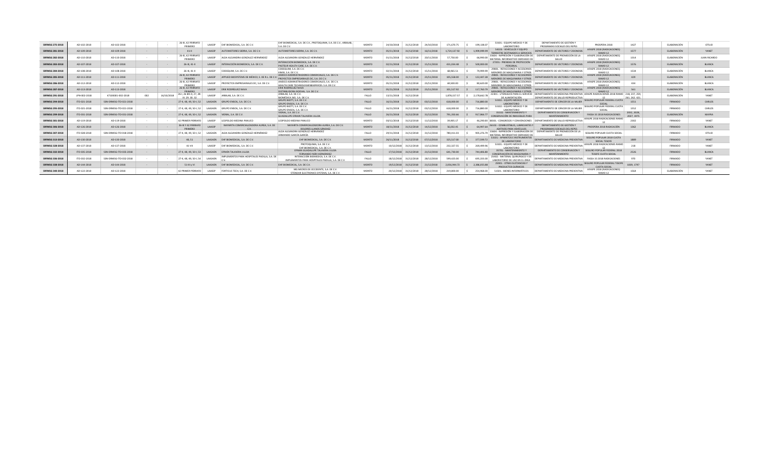| | | | | | | | | | | | | | | | | | | | | | | |
|---|---|---|---|---|---|---|---|---|---|---|---|---|---|---|---|---|---|---|---|---|---|---|
| SRFMSG 275-2018 | AD-102-2018 | AD-102-2018 | - | - | 26-III, 42 PÁRRAFO PRIMERO | LAASSP | EHF BIOMEDICAL, S.A. DE C.V. | EHF BIOMEDICAL, S.A. DE C.V., PROTOQUIMA, S.A. DE C.V., ARBILAB, S.A. DE C.V. | MONTO | 24/10/2018 | 31/12/2018 | 24/10/2018 | 171,670.75 | $ | 199,138.07 | 53101 - EQUIPO MÉDICO Y DE LABORATORIO | DEPARTAMENTO DE GESTIÓN Y PROGRAMAS SOCIALES DEL REPSS | PROSPERA 2018 | 1427 | | ELABORACIÓN | OTILIO |
| SRFMSG 281-2018 | AD-109-2018 | AD-109-2018 | - | - | 41-II | LAASSP | AUTOMOTORES SIERRA, S.A. DE C.V. | AUTOMOTORES SIERRA, S.A. DE C.V. | MONTO | 05/11/2018 | 31/12/2018 | 16/11/2018 | 1,724,137.92 | $ | 1,999,999.99 | 54103 - VEHÍCULOS Y EQUIPO TERRESTRE DESTINADOS A SERVICIOS | DEPARTAMENTO DE VECTORES Y ZOONOSIS | AFASPE 2018 (RADICACIONES) RAMO 12 | 1577 | | ELABORACIÓN | YANET |
| SRFMSG 282-2018 | AD-110-2018 | AD-110-2018 | - | - | 26-III, 42 PÁRRAFO PRIMERO | LAASSP | ALDA ALEJANDRA GONZÁLEZ HERNÁNDEZ | ALDA ALEJANDRA GONZÁLEZ HERNÁNDEZ | MONTO | 01/11/2018 | 31/12/2018 | 20/11/2018 | 57,750.00 | $ | 66,990.00 | 33604 - IMPRESIÓN Y ELABORACIÓN DE MATERIAL INFORMATIVO DERIVADO DE | DEPARTAMENTO DE PROMOCIÓN DE LA SALUD | AFASPE 2018 (RADICACIONES) RAMO 12 | 1314 | | ELABORACIÓN | JUAN RICARDO |
| SRFMSG 283-2018 | AD-107-2018 | AD-107-2018 | - | - | 26-III, 41-II | LAASSP | INTERACCIÓN BIOMÉDICA, S.A. DE C.V. | INTERACCIÓN BIOMÉDICA, S.A. DE C.V. PASTEUR HEALTH CARE, S.A. DE C.V. | MONTO | 02/11/2018 | 31/12/2018 | 15/11/2018 | 431,034.48 | $ | 500,000.00 | 27201 - PRENDAS DE PROTECCIÓN PERSONAL | DEPARTAMENTO DE VECTORES Y ZOONOSIS | AFASPE 2018 (RADICACIONES) RAMO 12 | 1576 | | ELABORACIÓN | BLANCA |
| SRFMSG 284-2018 | AD-108-2018 | AD-108-2018 | - | - | 26-III, 41-II | LAASSP | CODEQUIM, S.A. DE C.V. | CODEQUIM, S.A. DE C.V. KIMIX, S.A. DE C.V. | MONTO | 02/11/2018 | 31/12/2018 | 15/11/2018 | 68,965.51 | $ | 79,999.99 | 29801 - REFACCIONES Y ACCESORIOS MENORES DE MAQUINARIA Y OTROS | DEPARTAMENTO DE VECTORES Y ZOONOSIS | AFASPE 2018 (RADICACIONES) RAMO 12 | 1534 | | ELABORACIÓN | BLANCA |
| SRFMSG 285-2018 | AD-111-2018 | AD-111-2018 | - | - | 26-III, 42 PÁRRAFO PRIMERO | LAASSP | APPLIED BIOSYSTEMS DE MÉXICO, S. DE R.L. DE C.V. | AMDCO ADMINISTRADORES COMERCIALES, S.A. DE C.V. PROYECTOS EMPRESARIALES DC, S.A. DE C.V. | MONTO | 05/11/2018 | 31/12/2018 | 23/11/2018 | 105,558.00 | $ | 122,447.28 | 29801 - REFACCIONES Y ACCESORIOS MENORES DE MAQUINARIA Y OTROS | DEPARTAMENTO DE VECTORES Y ZOONOSIS | AFASPE 2018 (RADICACIONES) RAMO 12 | 429 | | ELABORACIÓN | BLANCA |
| SRFMSG 286-2018 | AD-112-2018 | AD-112-2018 | - | - | 26-III, 42 PÁRRAFO PRIMERO | LAASSP | PROYECTOS EMPRESARIALES DC, S.A. DE C.V. | AMDCO ADMINISTRADORES COMERCIALES, S.A. DE C.V. HEALTH CARE TECHNOLOGIESSERVICES, S.A. DE C.V. | MONTO | 05/11/2018 | 31/12/2018 | 23/11/2018 | 69,500.00 | $ | 80,620.00 | 29801 - REFACCIONES Y ACCESORIOS MENORES DE MAQUINARIA Y OTROS | DEPARTAMENTO DE VECTORES Y ZOONOSIS | AFASPE 2018 (RADICACIONES) RAMO 12 | 434 | | ELABORACIÓN | BLANCA |
| SRFMSG 287-2018 | AD-113-2018 | AD-113-2018 | - | - | 26-III, 42 PÁRRAFO PRIMERO | LAASSP | ERIK RODRÍGUEZ NAVA | ERIK RODRÍGUEZ NAVA DISTRIBUIDORA ROZVAL, S.A. DE C.V. | MONTO | 05/11/2018 | 31/12/2018 | 23/11/2018 | 101,517.92 | $ | 117,760.79 | 29801 - REFACCIONES Y ACCESORIOS MENORES DE MAQUINARIA Y OTROS | DEPARTAMENTO DE VECTORES Y ZOONOSIS | AFASPE 2018 (RADICACIONES) RAMO 12 | 561 | | ELABORACIÓN | BLANCA |
| SRFMSG 291-2018 | LPN-002-2018 | 47100001-002-2018 | 002 | 16/10/2018 | 26-I, 26 BIS-II, 27, 28-III, 29, 30, 32 | LAASSP | ARBILAB, S.A. DE C.V. | ARBILAB, S.A. DE C.V. BIOMÉDICA LAG, S.A. DE C.V. | FALLO | 13/11/2018 | 31/12/2018 | | 1,878,157.57 | $ | 2,178,662.78 | 22301 - UTENSILIOS PARA EL SERVICIO DE ALIMENTACIÓN | DEPARTAMENTO DE MEDICINA PREVENTIVA DEPARTAMENTO DE SALUD REPRODUCTIVA | AFASPE RADICACIONES 2018 RAMO 12 | 218, 237, 259, 263, 262, 421 | | ELABORACIÓN | YANET |
| SRFMSG 294-2018 | ITO-021-2018 | SSN-DRMSG-ITO-021-2018 | - | - | 27-II, 48, 49, 50-I, 52 | LAASSP | GRUPO ENSOIL, S.A. DE C.V. | GRUPO BIOTY, S.A. DE C.V. GRUPO ENSOIL, S.A. DE C.V. | FALLO | 16/11/2018 | 31/12/2018 | 03/12/2018 | 618,000.00 | $ | 716,880.00 | 53102 - EQUIPO MÉDICO Y DE LABORATORIO | DEPARTAMENTO DE CÁNCER DE LA MUJER | SEGURO POPULAR FEDERAL CUOTA SOCIAL | 1551 | | FIRMADO | CARLOS |
| SRFMSG 295-2018 | ITO-021-2018 | SSN-DRMSG-ITO-021-2018 | - | - | 27-II, 48, 49, 50-I, 52 | LAASSP | GRUPO ENSOIL, S.A. DE C.V. | GRUPO BIOTY, S.A. DE C.V. GRUPO ENSOIL, S.A. DE C.V. | FALLO | 16/11/2018 | 31/12/2018 | 03/12/2018 | 618,000.00 | $ | 716,880.00 | 53102 - EQUIPO MÉDICO Y DE LABORATORIO | DEPARTAMENTO DE CÁNCER DE LA MUJER | SEGURO POPULAR FEDERAL CUOTA SOCIAL | 1552 | | FIRMADO | CARLOS |
| SRFMSG 299-2018 | ITO-031-2018 | SSN-DRMSG-ITO-031-2018 | - | - | 27-II, 48, 49, 50-I, 52 | LAASSP | VIDRAL, S.A. DE C.V. | VIDRAL, S.A. DE C.V. GUADALUPE EFRAÍN TALAVERA ULLOA | FALLO | 26/11/2018 | 31/12/2018 | 31/12/2018 | 791,350.66 | $ | 917,966.77 | 35102 - MANTENIMIENTO Y CONSERVACIÓN DE INMUEBLES PARA | DEPARTAMENTO DE CONSERVACIÓN Y MANTENIMIENTO | FASSA 33 2018 RADICACIONES | 2032, 2029, 2027, 1975 | | ELABORACIÓN | MAYRA |
| SRFMSG 301-2018 | AD-119-2018 | AD-119-2018 | - | - | 42 PRIMER PÁRRAFO | LAASSP | LEOPOLDO MEDINA PANUCO | LEOPOLDO MEDINA PANUCO | MONTO | 03/12/2018 | 31/12/2018 | 11/12/2018 | 39,905.17 | $ | 46,290.00 | 38301 - CONGRESOS Y CONVENCIONES | DEPARTAMENTO DE SALUD REPRODUCTIVA | AFASPE 2018 RADICACIONES RAMO 12 | 2402 | | FIRMADO | YANET |
| SRFMSG 306-2018 | AD-126-2018 | AD-126-2018 | - | - | 26-III Y 42 PÁRRAFO PRIMERO | LAASSP | NAYARITA COMERCIALIZADORA AUREA, S.A. DE C.V. | NAYARITA COMERCIALIZADORA AUREA, S.A. DE C.V. DOLORES LLAMAS SÁNCHEZ | MONTO | 18/11/2018 | 31/12/2018 | 14/12/2018 | 56,032.45 | $ | 64,997.64 | 26102 - COMBUSTIBLES, LUBRICANTES Y ADITIVOS PARA VEHÍCULOS | DEPARTAMENTO DE GESTIÓN Y PROGRAMAS SOCIALES DEL REPSS | PROSPERA 2018 RADICACIÓN | 1362 | | FIRMADO | BLANCA |
| SRFMSG 307-2018 | ITO-028-2018 | SSN-DRMSG-ITO-028-2018 | - | - | 27-II, 48, 49, 50-I, 52 | LAASSP | ALDA ALEJANDRA GONZÁLEZ HERNÁNDEZ | ALDA ALEJANDRA GONZÁLEZ HERNÁNDEZ ARMANDO GARCÍA GARCÍA | FALLO | 29/11/2018 | 31/12/2018 | 31/12/2018 | 780,411.03 | $ | 905,276.79 | 33604 - IMPRESIÓN Y ELABORACIÓN DE MATERIAL INFORMATIVO DERIVADO DE | DEPARTAMENTO DE PROMOCIÓN DE LA SALUD | SEGURO POPULAR CUOTA SOCIAL | | | FIRMADO | OTILIO |
| SRFMSG 313-2018 | AD-130-2018 | AD-130-2018 | - | - | 48, 51 | LAASSP | EHF BIOMEDICAL, S.A. DE C.V. | EHF BIOMEDICAL, S.A. DE C.V. | MONTO | 26/11/2018 | 31/12/2018 | 07/12/2018 | 325,517.00 | $ | 377,599.72 | 53101 - APARATOS E INSTRUMENTOS DE LABORATORIO | DEPARTAMENTO DE MEDICINA PREVENTIVA | SEGURO POPULAR 2018 CUOTA SOCIAL TESOFE | 1889 | | FIRMADO | YANET |
| SRFMSG 328-2018 | AD-137-2018 | AD-137-2018 | - | - | 41-VII | LAASSP | EHF BIOMEDICAL, S.A. DE C.V. | PROTOQUIMA, S.A. DE C.V. EHF BIOMEDICAL, S.A. DE C.V. | MONTO | 10/12/2018 | 31/12/2018 | 13/12/2018 | 232,327.55 | $ | 269,499.96 | 53101 - EQUIPO MÉDICO Y DE LABORATORIO | DEPARTAMENTO DE MEDICINA PREVENTIVA | AFASPE 2018 RADICACIONES RAMO 12 | 218 | | FIRMADO | YANET |
| SRFMSG 332-2018 | ITO-035-2018 | SSN-DRMSG-ITO-035-2018 | - | - | 27-II, 48, 49, 50-I, 53 | LAASSP | EFRAÍN TALAVERA ULLOA | EFRAÍN GUADALUPE TALAVERA ULLOA FERNANDO NERI HERNÁNDEZ | FALLO | 17/12/2018 | 31/12/2018 | 21/12/2018 | 641,730.00 | $ | 744,406.80 | 35701 - MANTENIMIENTO Y CONSERVACIÓN DE MAQUINARIA Y | DEPARTAMENTO DE CONSERVACIÓN Y MANTENIMIENTO | SEGURO POPULAR FEDERAL 2018 TESOFE CUOTA SOCIAL | 2526 | | FIRMADO | BLANCA |
| SRFMSG 336-2018 | ITO-032-2018 | SSN-DRMSG-ITO-032-2018 | - | - | 27-II, 48, 49, 50-I, 53 | LAASSP | IMPLEMENTOS PARA HOSPITALES PADILLA, S.A. DE C.V. | INTERACCIÓN BIOMÉDICA, S.A. DE C.V. IMPLEMENTOS PARA HOSPITALES PADILLA, S.A. DE C.V. | FALLO | 18/12/2018 | 31/12/2018 | 28/12/2018 | 599,425.00 | $ | 695,333.00 | 25402 - MATERIAL QUIRÚRGICO Y DE LABORATORIO DE USO EN EL ÁREA | DEPARTAMENTO DE MEDICINA PREVENTIVA | FASSA 33 2018 RADICACIONES | 970 | | FIRMADO | YANET |
| SRFMSG 338-2018 | AD-144-2018 | AD-144-2018 | - | - | 51-II y VI | LAASSP | EHF BIOMEDICAL, S.A. DE C.V. | EHF BIOMEDICAL, S.A. DE C.V. | MONTO | 19/12/2018 | 31/12/2018 | 21/12/2018 | 2,056,944.72 | $ | 2,386,055.88 | 25901 - OTRAS SUSTANCIAS Y PRODUCTOS QUÍMICOS | DEPARTAMENTO DE MEDICINA PREVENTIVA | SEGURO POPULAR FEDERAL TESOFE CUOTA SOCIAL | 1839, 1797 | | FIRMADO | YANET |
| SRFMSG 340-2018 | AD-122-2018 | AD-122-2018 | - | - | 42 PRIMER PÁRRAFO | LAASSP | FORTICUS TECH, S.A. DE C.V. | MG MICROS DE OCCIDENTE, S.A. DE C.V. STANDAR ELECTRONICS SYSTEMS, S.A. DE C.V. | MONTO | 20/12/2018 | 31/12/2018 | 28/12/2018 | 219,800.00 | $ | 254,968.00 | 51501 - BIENES INFORMÁTICOS | DEPARTAMENTO DE MEDICINA PREVENTIVA | AFASPE 2018 (RADICACIONES) RAMO 12 | 1564 | | ELABORACIÓN | YANET |